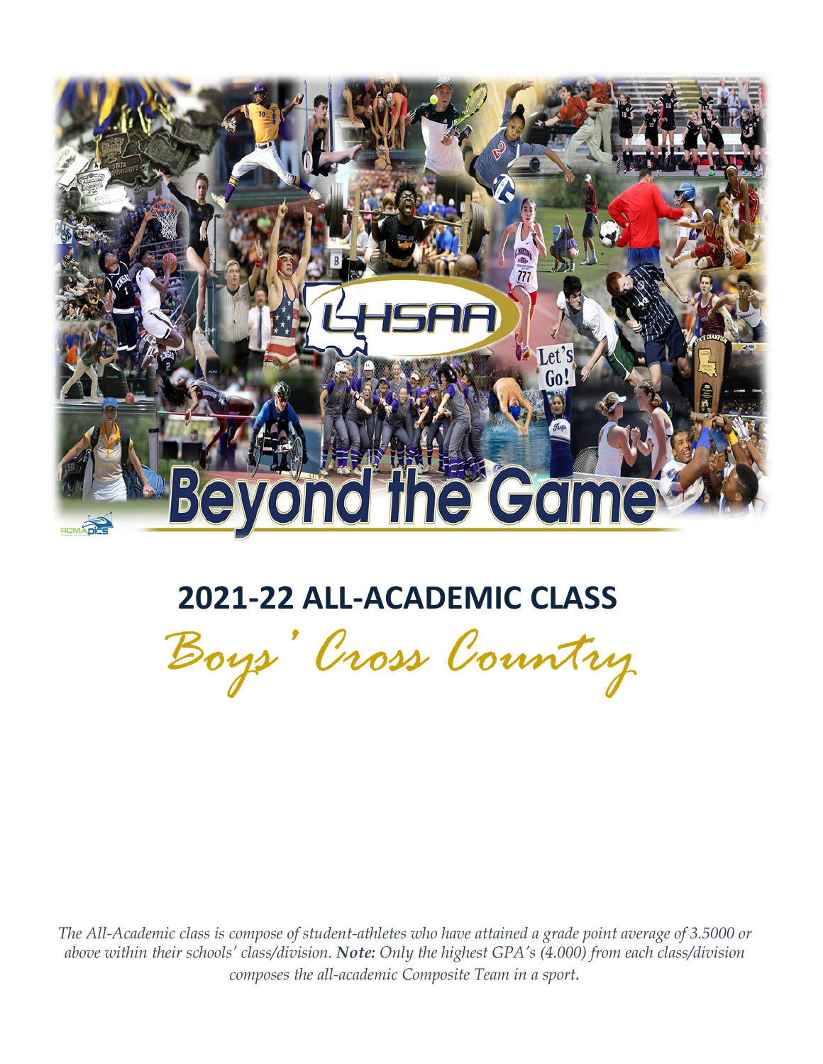# 2021-22 ALL-ACADEMIC CLASS

## *Boys' Cross Country*

*The All-Academic class is compose of student-athletes who have attained a grade point average of 3.5000 or above within their schools' class/division. **Note:** Only the highest GPA's (4.000) from each class/division composes the all-academic Composite Team in a sport.*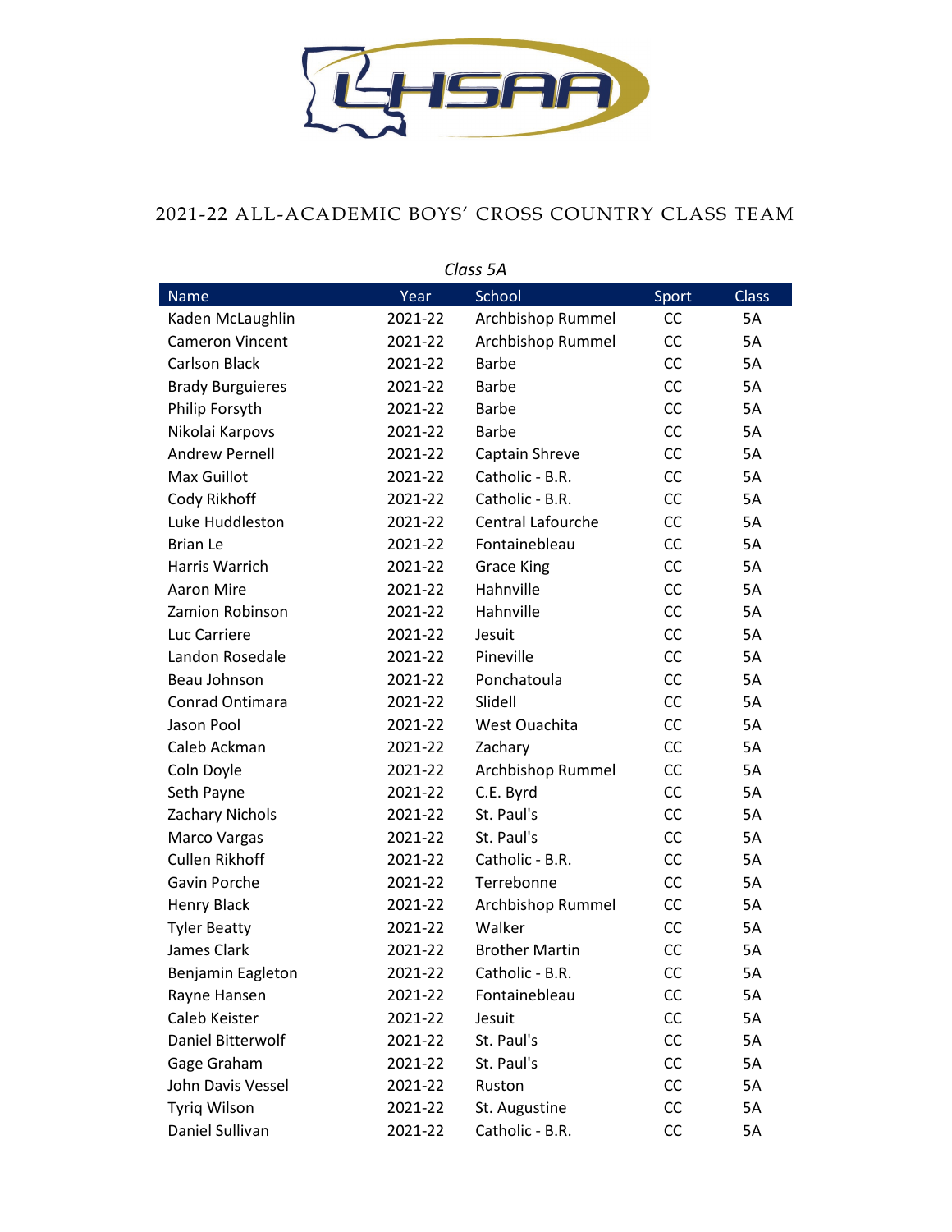# 2021-22 ALL-ACADEMIC BOYS' CROSS COUNTRY CLASS TEAM

*Class 5A*

| Name | Year | School | Sport | Class |
|---|---|---|---|---|
| Kaden McLaughlin | 2021-22 | Archbishop Rummel | CC | 5A |
| Cameron Vincent | 2021-22 | Archbishop Rummel | CC | 5A |
| Carlson Black | 2021-22 | Barbe | CC | 5A |
| Brady Burguieres | 2021-22 | Barbe | CC | 5A |
| Philip Forsyth | 2021-22 | Barbe | CC | 5A |
| Nikolai Karpovs | 2021-22 | Barbe | CC | 5A |
| Andrew Pernell | 2021-22 | Captain Shreve | CC | 5A |
| Max Guillot | 2021-22 | Catholic - B.R. | CC | 5A |
| Cody Rikhoff | 2021-22 | Catholic - B.R. | CC | 5A |
| Luke Huddleston | 2021-22 | Central Lafourche | CC | 5A |
| Brian Le | 2021-22 | Fontainebleau | CC | 5A |
| Harris Warrich | 2021-22 | Grace King | CC | 5A |
| Aaron Mire | 2021-22 | Hahnville | CC | 5A |
| Zamion Robinson | 2021-22 | Hahnville | CC | 5A |
| Luc Carriere | 2021-22 | Jesuit | CC | 5A |
| Landon Rosedale | 2021-22 | Pineville | CC | 5A |
| Beau Johnson | 2021-22 | Ponchatoula | CC | 5A |
| Conrad Ontimara | 2021-22 | Slidell | CC | 5A |
| Jason Pool | 2021-22 | West Ouachita | CC | 5A |
| Caleb Ackman | 2021-22 | Zachary | CC | 5A |
| Coln Doyle | 2021-22 | Archbishop Rummel | CC | 5A |
| Seth Payne | 2021-22 | C.E. Byrd | CC | 5A |
| Zachary Nichols | 2021-22 | St. Paul's | CC | 5A |
| Marco Vargas | 2021-22 | St. Paul's | CC | 5A |
| Cullen Rikhoff | 2021-22 | Catholic - B.R. | CC | 5A |
| Gavin Porche | 2021-22 | Terrebonne | CC | 5A |
| Henry Black | 2021-22 | Archbishop Rummel | CC | 5A |
| Tyler Beatty | 2021-22 | Walker | CC | 5A |
| James Clark | 2021-22 | Brother Martin | CC | 5A |
| Benjamin Eagleton | 2021-22 | Catholic - B.R. | CC | 5A |
| Rayne Hansen | 2021-22 | Fontainebleau | CC | 5A |
| Caleb Keister | 2021-22 | Jesuit | CC | 5A |
| Daniel Bitterwolf | 2021-22 | St. Paul's | CC | 5A |
| Gage Graham | 2021-22 | St. Paul's | CC | 5A |
| John Davis Vessel | 2021-22 | Ruston | CC | 5A |
| Tyriq Wilson | 2021-22 | St. Augustine | CC | 5A |
| Daniel Sullivan | 2021-22 | Catholic - B.R. | CC | 5A |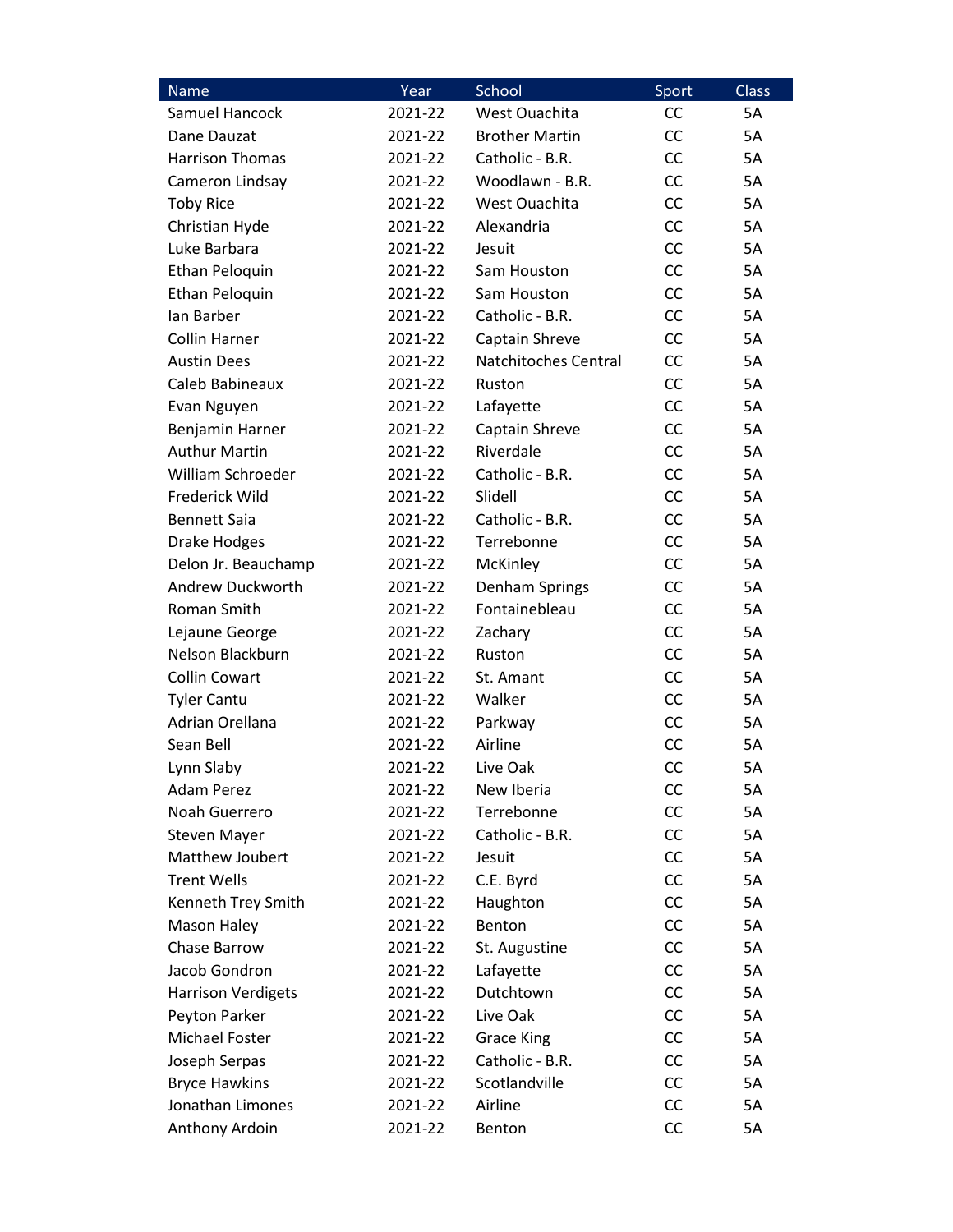| Name | Year | School | Sport | Class |
| --- | --- | --- | --- | --- |
| Samuel Hancock | 2021-22 | West Ouachita | CC | 5A |
| Dane Dauzat | 2021-22 | Brother Martin | CC | 5A |
| Harrison Thomas | 2021-22 | Catholic - B.R. | CC | 5A |
| Cameron Lindsay | 2021-22 | Woodlawn - B.R. | CC | 5A |
| Toby Rice | 2021-22 | West Ouachita | CC | 5A |
| Christian Hyde | 2021-22 | Alexandria | CC | 5A |
| Luke Barbara | 2021-22 | Jesuit | CC | 5A |
| Ethan Peloquin | 2021-22 | Sam Houston | CC | 5A |
| Ethan Peloquin | 2021-22 | Sam Houston | CC | 5A |
| Ian Barber | 2021-22 | Catholic - B.R. | CC | 5A |
| Collin Harner | 2021-22 | Captain Shreve | CC | 5A |
| Austin Dees | 2021-22 | Natchitoches Central | CC | 5A |
| Caleb Babineaux | 2021-22 | Ruston | CC | 5A |
| Evan Nguyen | 2021-22 | Lafayette | CC | 5A |
| Benjamin Harner | 2021-22 | Captain Shreve | CC | 5A |
| Authur Martin | 2021-22 | Riverdale | CC | 5A |
| William Schroeder | 2021-22 | Catholic - B.R. | CC | 5A |
| Frederick Wild | 2021-22 | Slidell | CC | 5A |
| Bennett Saia | 2021-22 | Catholic - B.R. | CC | 5A |
| Drake Hodges | 2021-22 | Terrebonne | CC | 5A |
| Delon Jr. Beauchamp | 2021-22 | McKinley | CC | 5A |
| Andrew Duckworth | 2021-22 | Denham Springs | CC | 5A |
| Roman Smith | 2021-22 | Fontainebleau | CC | 5A |
| Lejaune George | 2021-22 | Zachary | CC | 5A |
| Nelson Blackburn | 2021-22 | Ruston | CC | 5A |
| Collin Cowart | 2021-22 | St. Amant | CC | 5A |
| Tyler Cantu | 2021-22 | Walker | CC | 5A |
| Adrian Orellana | 2021-22 | Parkway | CC | 5A |
| Sean Bell | 2021-22 | Airline | CC | 5A |
| Lynn Slaby | 2021-22 | Live Oak | CC | 5A |
| Adam Perez | 2021-22 | New Iberia | CC | 5A |
| Noah Guerrero | 2021-22 | Terrebonne | CC | 5A |
| Steven Mayer | 2021-22 | Catholic - B.R. | CC | 5A |
| Matthew Joubert | 2021-22 | Jesuit | CC | 5A |
| Trent Wells | 2021-22 | C.E. Byrd | CC | 5A |
| Kenneth Trey Smith | 2021-22 | Haughton | CC | 5A |
| Mason Haley | 2021-22 | Benton | CC | 5A |
| Chase Barrow | 2021-22 | St. Augustine | CC | 5A |
| Jacob Gondron | 2021-22 | Lafayette | CC | 5A |
| Harrison Verdigets | 2021-22 | Dutchtown | CC | 5A |
| Peyton Parker | 2021-22 | Live Oak | CC | 5A |
| Michael Foster | 2021-22 | Grace King | CC | 5A |
| Joseph Serpas | 2021-22 | Catholic - B.R. | CC | 5A |
| Bryce Hawkins | 2021-22 | Scotlandville | CC | 5A |
| Jonathan Limones | 2021-22 | Airline | CC | 5A |
| Anthony Ardoin | 2021-22 | Benton | CC | 5A |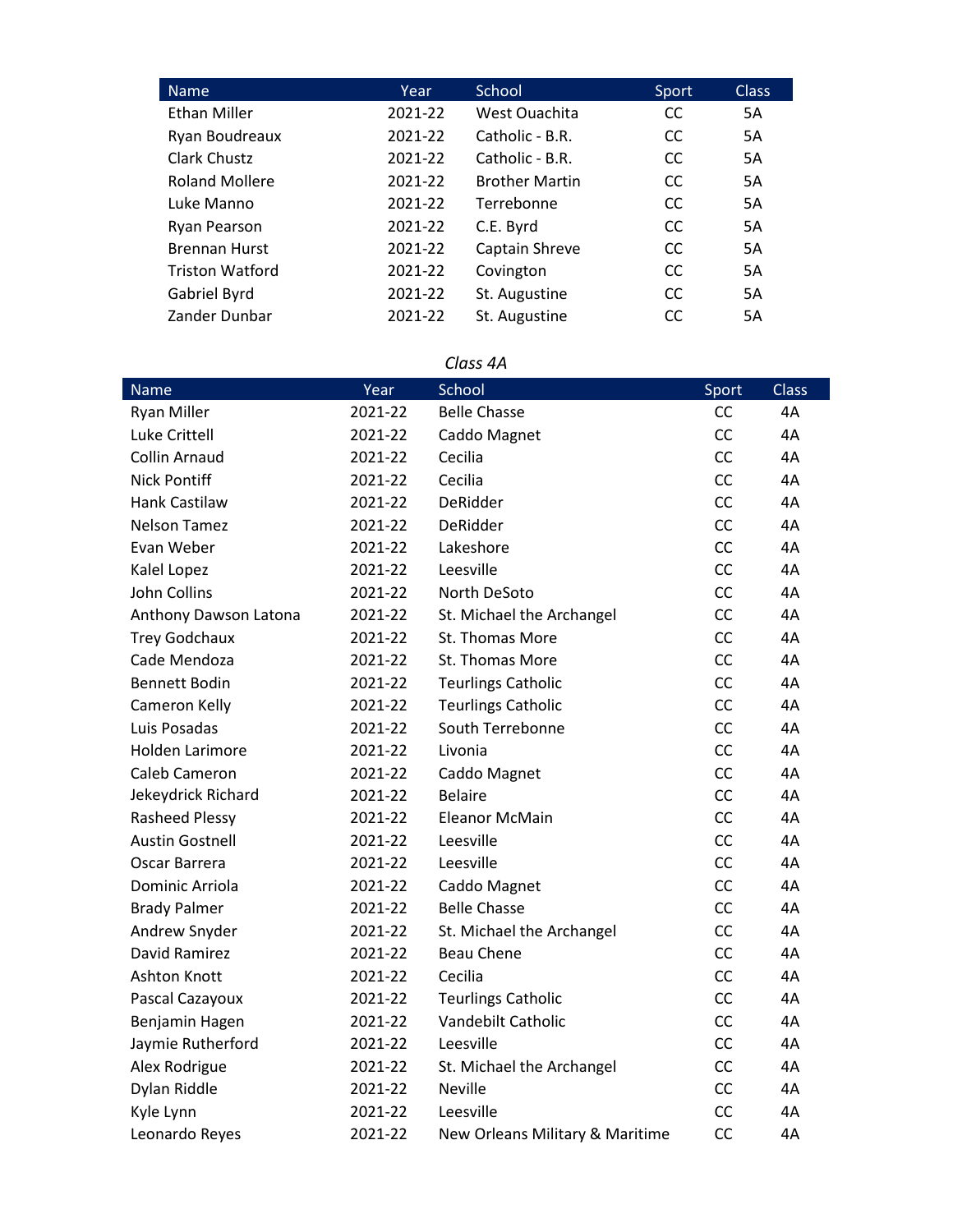| Name | Year | School | Sport | Class |
|---|---|---|---|---|
| Ethan Miller | 2021-22 | West Ouachita | CC | 5A |
| Ryan Boudreaux | 2021-22 | Catholic - B.R. | CC | 5A |
| Clark Chustz | 2021-22 | Catholic - B.R. | CC | 5A |
| Roland Mollere | 2021-22 | Brother Martin | CC | 5A |
| Luke Manno | 2021-22 | Terrebonne | CC | 5A |
| Ryan Pearson | 2021-22 | C.E. Byrd | CC | 5A |
| Brennan Hurst | 2021-22 | Captain Shreve | CC | 5A |
| Triston Watford | 2021-22 | Covington | CC | 5A |
| Gabriel Byrd | 2021-22 | St. Augustine | CC | 5A |
| Zander Dunbar | 2021-22 | St. Augustine | CC | 5A |

*Class 4A*

| Name | Year | School | Sport | Class |
|---|---|---|---|---|
| Ryan Miller | 2021-22 | Belle Chasse | CC | 4A |
| Luke Crittell | 2021-22 | Caddo Magnet | CC | 4A |
| Collin Arnaud | 2021-22 | Cecilia | CC | 4A |
| Nick Pontiff | 2021-22 | Cecilia | CC | 4A |
| Hank Castilaw | 2021-22 | DeRidder | CC | 4A |
| Nelson Tamez | 2021-22 | DeRidder | CC | 4A |
| Evan Weber | 2021-22 | Lakeshore | CC | 4A |
| Kalel Lopez | 2021-22 | Leesville | CC | 4A |
| John Collins | 2021-22 | North DeSoto | CC | 4A |
| Anthony Dawson Latona | 2021-22 | St. Michael the Archangel | CC | 4A |
| Trey Godchaux | 2021-22 | St. Thomas More | CC | 4A |
| Cade Mendoza | 2021-22 | St. Thomas More | CC | 4A |
| Bennett Bodin | 2021-22 | Teurlings Catholic | CC | 4A |
| Cameron Kelly | 2021-22 | Teurlings Catholic | CC | 4A |
| Luis Posadas | 2021-22 | South Terrebonne | CC | 4A |
| Holden Larimore | 2021-22 | Livonia | CC | 4A |
| Caleb Cameron | 2021-22 | Caddo Magnet | CC | 4A |
| Jekeydrick Richard | 2021-22 | Belaire | CC | 4A |
| Rasheed Plessy | 2021-22 | Eleanor McMain | CC | 4A |
| Austin Gostnell | 2021-22 | Leesville | CC | 4A |
| Oscar Barrera | 2021-22 | Leesville | CC | 4A |
| Dominic Arriola | 2021-22 | Caddo Magnet | CC | 4A |
| Brady Palmer | 2021-22 | Belle Chasse | CC | 4A |
| Andrew Snyder | 2021-22 | St. Michael the Archangel | CC | 4A |
| David Ramirez | 2021-22 | Beau Chene | CC | 4A |
| Ashton Knott | 2021-22 | Cecilia | CC | 4A |
| Pascal Cazayoux | 2021-22 | Teurlings Catholic | CC | 4A |
| Benjamin Hagen | 2021-22 | Vandebilt Catholic | CC | 4A |
| Jaymie Rutherford | 2021-22 | Leesville | CC | 4A |
| Alex Rodrigue | 2021-22 | St. Michael the Archangel | CC | 4A |
| Dylan Riddle | 2021-22 | Neville | CC | 4A |
| Kyle Lynn | 2021-22 | Leesville | CC | 4A |
| Leonardo Reyes | 2021-22 | New Orleans Military & Maritime | CC | 4A |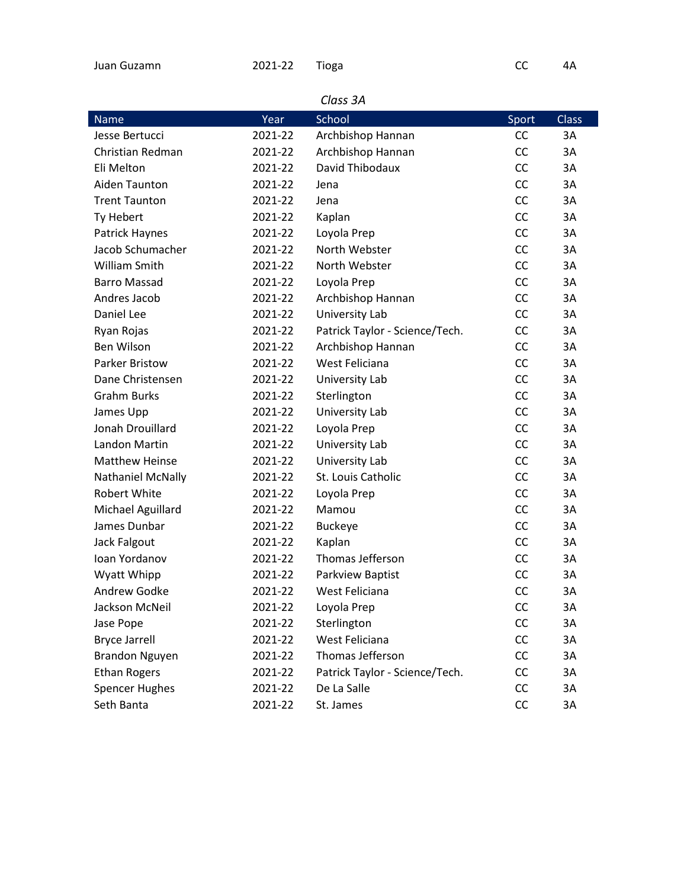| Juan Guzamn | 2021-22 | Tioga | CC | 4A |
|---|---|---|---|---|

*Class 3A*

| Name | Year | School | Sport | Class |
|---|---|---|---|---|
| Jesse Bertucci | 2021-22 | Archbishop Hannan | CC | 3A |
| Christian Redman | 2021-22 | Archbishop Hannan | CC | 3A |
| Eli Melton | 2021-22 | David Thibodaux | CC | 3A |
| Aiden Taunton | 2021-22 | Jena | CC | 3A |
| Trent Taunton | 2021-22 | Jena | CC | 3A |
| Ty Hebert | 2021-22 | Kaplan | CC | 3A |
| Patrick Haynes | 2021-22 | Loyola Prep | CC | 3A |
| Jacob Schumacher | 2021-22 | North Webster | CC | 3A |
| William Smith | 2021-22 | North Webster | CC | 3A |
| Barro Massad | 2021-22 | Loyola Prep | CC | 3A |
| Andres Jacob | 2021-22 | Archbishop Hannan | CC | 3A |
| Daniel Lee | 2021-22 | University Lab | CC | 3A |
| Ryan Rojas | 2021-22 | Patrick Taylor - Science/Tech. | CC | 3A |
| Ben Wilson | 2021-22 | Archbishop Hannan | CC | 3A |
| Parker Bristow | 2021-22 | West Feliciana | CC | 3A |
| Dane Christensen | 2021-22 | University Lab | CC | 3A |
| Grahm Burks | 2021-22 | Sterlington | CC | 3A |
| James Upp | 2021-22 | University Lab | CC | 3A |
| Jonah Drouillard | 2021-22 | Loyola Prep | CC | 3A |
| Landon Martin | 2021-22 | University Lab | CC | 3A |
| Matthew Heinse | 2021-22 | University Lab | CC | 3A |
| Nathaniel McNally | 2021-22 | St. Louis Catholic | CC | 3A |
| Robert White | 2021-22 | Loyola Prep | CC | 3A |
| Michael Aguillard | 2021-22 | Mamou | CC | 3A |
| James Dunbar | 2021-22 | Buckeye | CC | 3A |
| Jack Falgout | 2021-22 | Kaplan | CC | 3A |
| Ioan Yordanov | 2021-22 | Thomas Jefferson | CC | 3A |
| Wyatt Whipp | 2021-22 | Parkview Baptist | CC | 3A |
| Andrew Godke | 2021-22 | West Feliciana | CC | 3A |
| Jackson McNeil | 2021-22 | Loyola Prep | CC | 3A |
| Jase Pope | 2021-22 | Sterlington | CC | 3A |
| Bryce Jarrell | 2021-22 | West Feliciana | CC | 3A |
| Brandon Nguyen | 2021-22 | Thomas Jefferson | CC | 3A |
| Ethan Rogers | 2021-22 | Patrick Taylor - Science/Tech. | CC | 3A |
| Spencer Hughes | 2021-22 | De La Salle | CC | 3A |
| Seth Banta | 2021-22 | St. James | CC | 3A |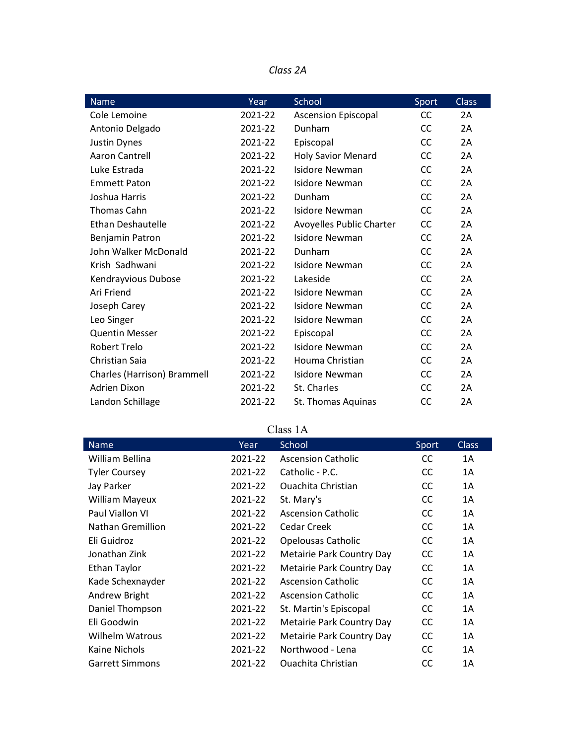*Class 2A*

| Name | Year | School | Sport | Class |
|---|---|---|---|---|
| Cole Lemoine | 2021-22 | Ascension Episcopal | CC | 2A |
| Antonio Delgado | 2021-22 | Dunham | CC | 2A |
| Justin Dynes | 2021-22 | Episcopal | CC | 2A |
| Aaron Cantrell | 2021-22 | Holy Savior Menard | CC | 2A |
| Luke Estrada | 2021-22 | Isidore Newman | CC | 2A |
| Emmett Paton | 2021-22 | Isidore Newman | CC | 2A |
| Joshua Harris | 2021-22 | Dunham | CC | 2A |
| Thomas Cahn | 2021-22 | Isidore Newman | CC | 2A |
| Ethan Deshautelle | 2021-22 | Avoyelles Public Charter | CC | 2A |
| Benjamin Patron | 2021-22 | Isidore Newman | CC | 2A |
| John Walker McDonald | 2021-22 | Dunham | CC | 2A |
| Krish Sadhwani | 2021-22 | Isidore Newman | CC | 2A |
| Kendrayvious Dubose | 2021-22 | Lakeside | CC | 2A |
| Ari Friend | 2021-22 | Isidore Newman | CC | 2A |
| Joseph Carey | 2021-22 | Isidore Newman | CC | 2A |
| Leo Singer | 2021-22 | Isidore Newman | CC | 2A |
| Quentin Messer | 2021-22 | Episcopal | CC | 2A |
| Robert Trelo | 2021-22 | Isidore Newman | CC | 2A |
| Christian Saia | 2021-22 | Houma Christian | CC | 2A |
| Charles (Harrison) Brammell | 2021-22 | Isidore Newman | CC | 2A |
| Adrien Dixon | 2021-22 | St. Charles | CC | 2A |
| Landon Schillage | 2021-22 | St. Thomas Aquinas | CC | 2A |

Class 1A

| Name | Year | School | Sport | Class |
|---|---|---|---|---|
| William Bellina | 2021-22 | Ascension Catholic | CC | 1A |
| Tyler Coursey | 2021-22 | Catholic - P.C. | CC | 1A |
| Jay Parker | 2021-22 | Ouachita Christian | CC | 1A |
| William Mayeux | 2021-22 | St. Mary's | CC | 1A |
| Paul Viallon VI | 2021-22 | Ascension Catholic | CC | 1A |
| Nathan Gremillion | 2021-22 | Cedar Creek | CC | 1A |
| Eli Guidroz | 2021-22 | Opelousas Catholic | CC | 1A |
| Jonathan Zink | 2021-22 | Metairie Park Country Day | CC | 1A |
| Ethan Taylor | 2021-22 | Metairie Park Country Day | CC | 1A |
| Kade Schexnayder | 2021-22 | Ascension Catholic | CC | 1A |
| Andrew Bright | 2021-22 | Ascension Catholic | CC | 1A |
| Daniel Thompson | 2021-22 | St. Martin's Episcopal | CC | 1A |
| Eli Goodwin | 2021-22 | Metairie Park Country Day | CC | 1A |
| Wilhelm Watrous | 2021-22 | Metairie Park Country Day | CC | 1A |
| Kaine Nichols | 2021-22 | Northwood - Lena | CC | 1A |
| Garrett Simmons | 2021-22 | Ouachita Christian | CC | 1A |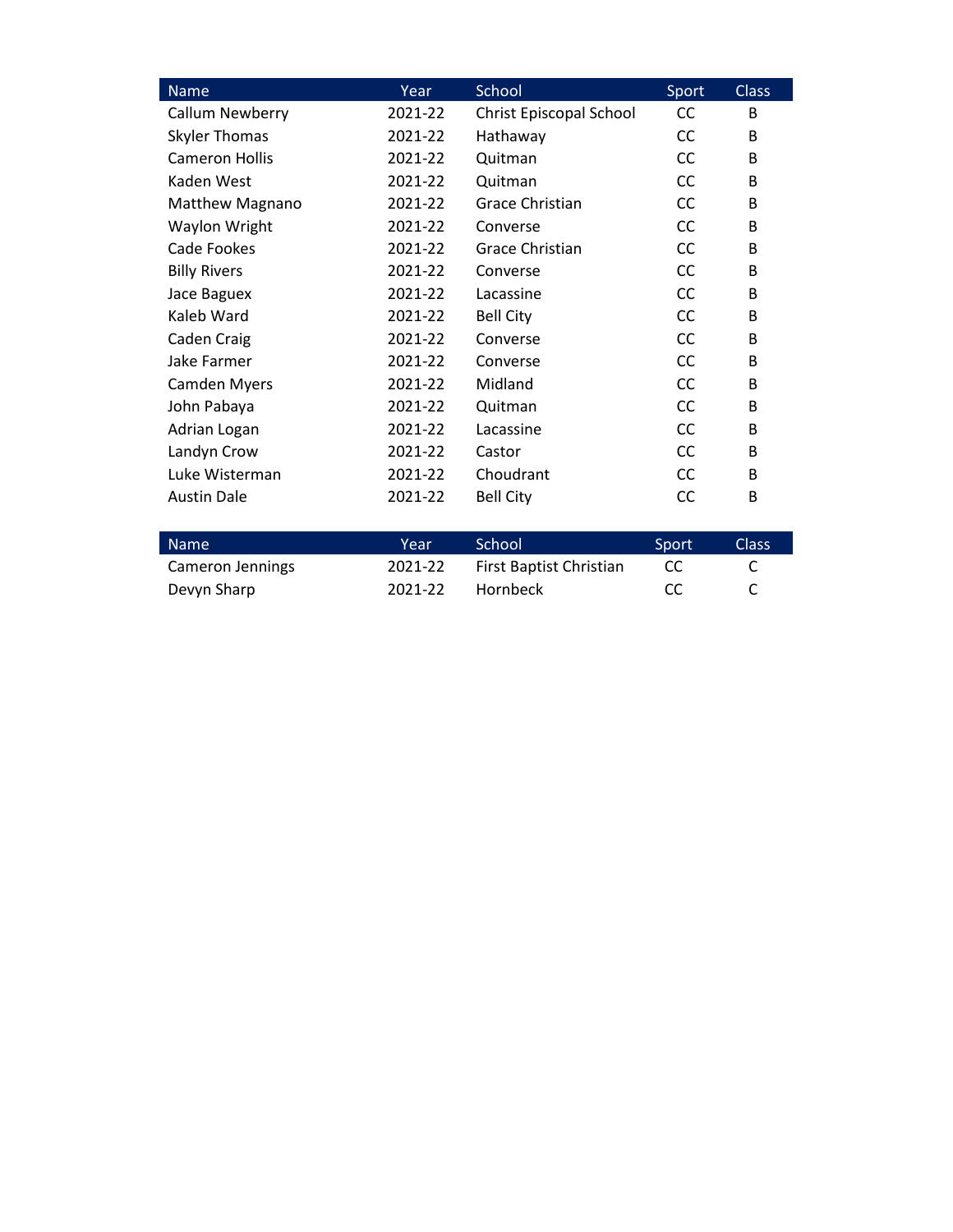| Name | Year | School | Sport | Class |
|---|---|---|---|---|
| Callum Newberry | 2021-22 | Christ Episcopal School | CC | B |
| Skyler Thomas | 2021-22 | Hathaway | CC | B |
| Cameron Hollis | 2021-22 | Quitman | CC | B |
| Kaden West | 2021-22 | Quitman | CC | B |
| Matthew Magnano | 2021-22 | Grace Christian | CC | B |
| Waylon Wright | 2021-22 | Converse | CC | B |
| Cade Fookes | 2021-22 | Grace Christian | CC | B |
| Billy Rivers | 2021-22 | Converse | CC | B |
| Jace Baguex | 2021-22 | Lacassine | CC | B |
| Kaleb Ward | 2021-22 | Bell City | CC | B |
| Caden Craig | 2021-22 | Converse | CC | B |
| Jake Farmer | 2021-22 | Converse | CC | B |
| Camden Myers | 2021-22 | Midland | CC | B |
| John Pabaya | 2021-22 | Quitman | CC | B |
| Adrian Logan | 2021-22 | Lacassine | CC | B |
| Landyn Crow | 2021-22 | Castor | CC | B |
| Luke Wisterman | 2021-22 | Choudrant | CC | B |
| Austin Dale | 2021-22 | Bell City | CC | B |

| Name | Year | School | Sport | Class |
|---|---|---|---|---|
| Cameron Jennings | 2021-22 | First Baptist Christian | CC | C |
| Devyn Sharp | 2021-22 | Hornbeck | CC | C |